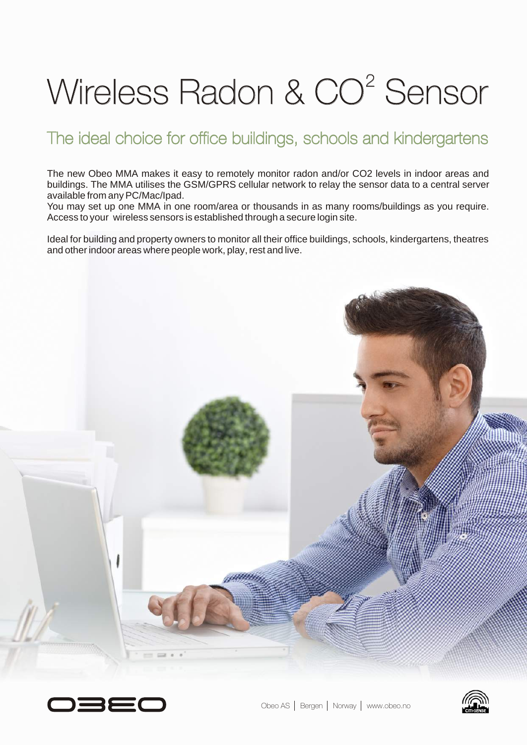# Wireless Radon & $CO^2$ Sensor

## The ideal choice for office buildings, schools and kindergartens

The new Obeo MMA makes it easy to remotely monitor radon and/or CO2 levels in indoor areas and buildings. The MMA utilises the GSM/GPRS cellular network to relay the sensor data to a central server available from any PC/Mac/Ipad.
You may set up one MMA in one room/area or thousands in as many rooms/buildings as you require. Access to your wireless sensors is established through a secure login site.

Ideal for building and property owners to monitor all their office buildings, schools, kindergartens, theatres and other indoor areas where people work, play, rest and live.

Obeo AS | Bergen | Norway | www.obeo.no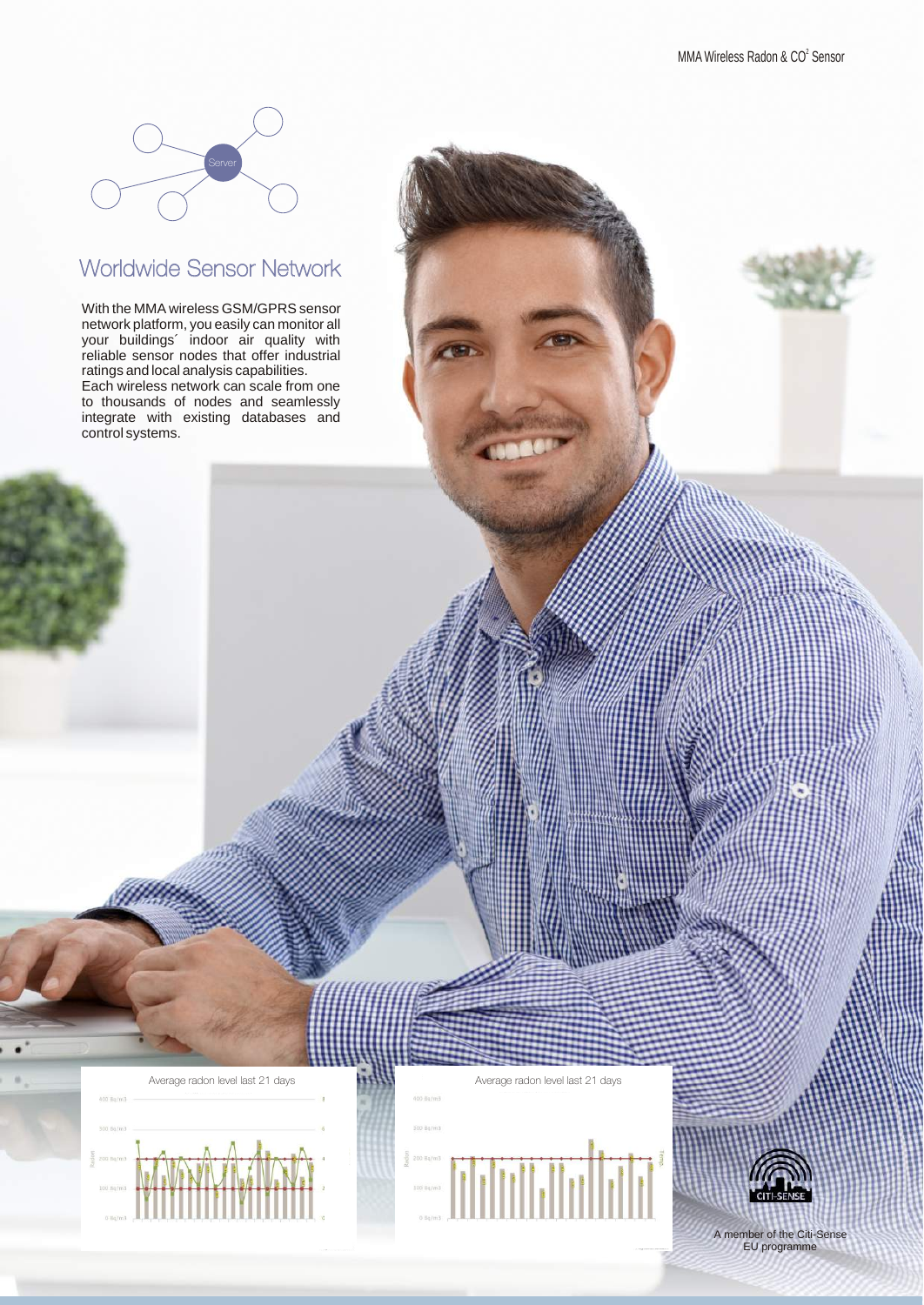## Worldwide Sensor Network

With the MMA wireless GSM/GPRS sensor network platform, you easily can monitor all your buildings´ indoor air quality with reliable sensor nodes that offer industrial ratings and local analysis capabilities.
Each wireless network can scale from one to thousands of nodes and seamlessly integrate with existing databases and control systems.

Average radon level last 21 days

Average radon level last 21 days

A member of the Citi-Sense EU programme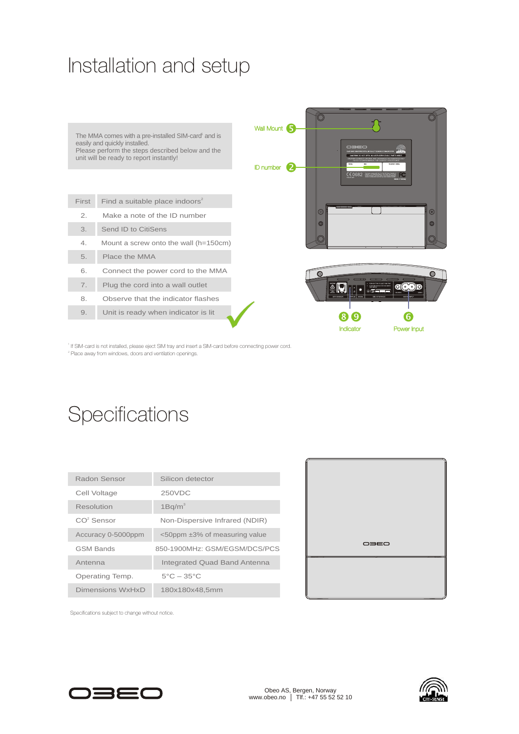# Installation and setup

The MMA comes with a pre-installed SIM-card[1] and is easily and quickly installed.
Please perform the steps described below and the unit will be ready to report instantly!

| | |
|---|---|
| First | Find a suitable place indoors[2] |
| 2. | Make a note of the ID number |
| 3. | Send ID to CitiSens |
| 4. | Mount a screw onto the wall (h=150cm) |
| 5. | Place the MMA |
| 6. | Connect the power cord to the MMA |
| 7. | Plug the cord into a wall outlet |
| 8. | Observe that the indicator flashes |
| 9. | Unit is ready when indicator is lit |

Wall Mount 5

ID number 2

8 9 Indicator

6 Power Input

[1] If SIM-card is not installed, please eject SIM tray and insert a SIM-card before connecting power cord.
[2] Place away from windows, doors and ventilation openings.

# Specifications

| | |
|---|---|
| Radon Sensor | Silicon detector |
| Cell Voltage | 250VDC |
| Resolution | $1Bq/m^3$ |
| $CO^2$ Sensor | Non-Dispersive Infrared (NDIR) |
| Accuracy 0-5000ppm | <50ppm ±3% of measuring value |
| GSM Bands | 850-1900MHz: GSM/EGSM/DCS/PCS |
| Antenna | Integrated Quad Band Antenna |
| Operating Temp. | 5°C – 35°C |
| Dimensions WxHxD | 180x180x48,5mm |

Specifications subject to change without notice.

Obeo AS, Bergen, Norway
www.obeo.no | Tlf.: +47 55 52 52 10